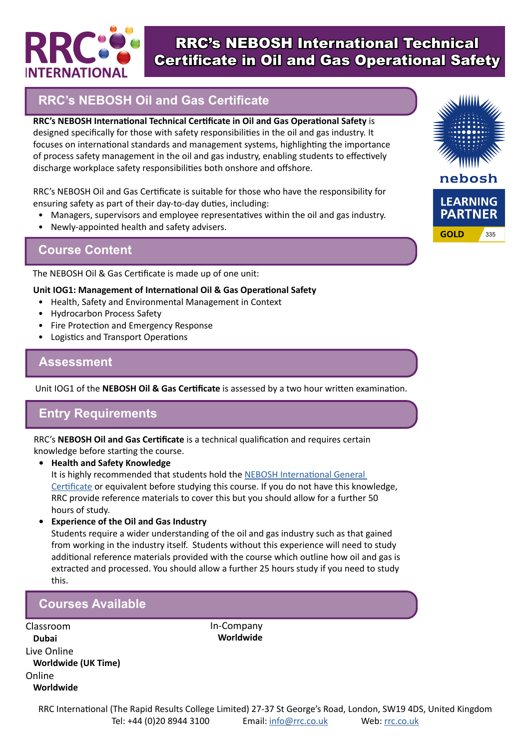# RRC's NEBOSH International Technical Certificate in Oil and Gas Operational Safety

## RRC's NEBOSH Oil and Gas Certificate

**RRC's NEBOSH International Technical Certificate in Oil and Gas Operational Safety** is designed specifically for those with safety responsibilities in the oil and gas industry. It focuses on international standards and management systems, highlighting the importance of process safety management in the oil and gas industry, enabling students to effectively discharge workplace safety responsibilities both onshore and offshore.

RRC's NEBOSH Oil and Gas Certificate is suitable for those who have the responsibility for ensuring safety as part of their day-to-day duties, including:

- Managers, supervisors and employee representatives within the oil and gas industry.
- Newly-appointed health and safety advisers.

nebosh LEARNING PARTNER GOLD 335

## Course Content

The NEBOSH Oil & Gas Certificate is made up of one unit:

**Unit IOG1: Management of International Oil & Gas Operational Safety**

- Health, Safety and Environmental Management in Context
- Hydrocarbon Process Safety
- Fire Protection and Emergency Response
- Logistics and Transport Operations

## Assessment

Unit IOG1 of the **NEBOSH Oil & Gas Certificate** is assessed by a two hour written examination.

## Entry Requirements

RRC's **NEBOSH Oil and Gas Certificate** is a technical qualification and requires certain knowledge before starting the course.

- **Health and Safety Knowledge**
  It is highly recommended that students hold the NEBOSH International General Certificate or equivalent before studying this course. If you do not have this knowledge, RRC provide reference materials to cover this but you should allow for a further 50 hours of study.
- **Experience of the Oil and Gas Industry**
  Students require a wider understanding of the oil and gas industry such as that gained from working in the industry itself. Students without this experience will need to study additional reference materials provided with the course which outline how oil and gas is extracted and processed. You should allow a further 25 hours study if you need to study this.

## Courses Available

Classroom
**Dubai**

Live Online
**Worldwide (UK Time)**

Online
**Worldwide**

In-Company
**Worldwide**

RRC International (The Rapid Results College Limited) 27-37 St George's Road, London, SW19 4DS, United Kingdom
Tel: +44 (0)20 8944 3100 Email: info@rrc.co.uk Web: rrc.co.uk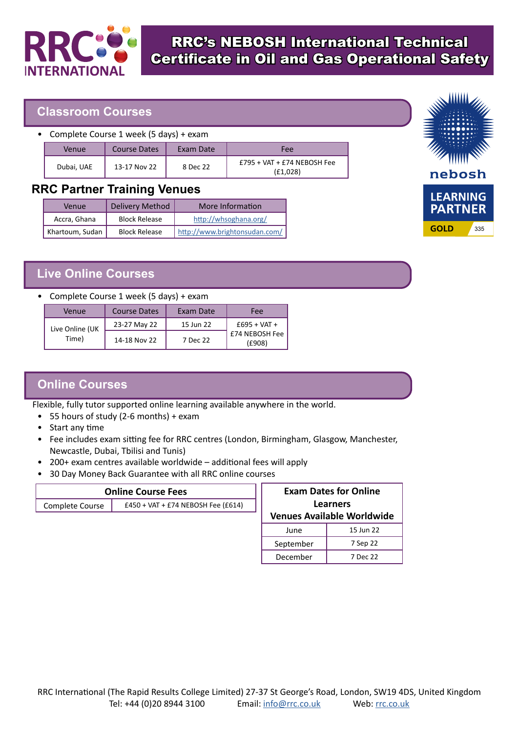# RRC's NEBOSH International Technical Certificate in Oil and Gas Operational Safety

## Classroom Courses

- Complete Course 1 week (5 days) + exam

| Venue | Course Dates | Exam Date | Fee |
|---|---|---|---|
| Dubai, UAE | 13-17 Nov 22 | 8 Dec 22 | £795 + VAT + £74 NEBOSH Fee (£1,028) |

### RRC Partner Training Venues

| Venue | Delivery Method | More Information |
|---|---|---|
| Accra, Ghana | Block Release | http://whsoghana.org/ |
| Khartoum, Sudan | Block Release | http://www.brightonsudan.com/ |

## Live Online Courses

- Complete Course 1 week (5 days) + exam

| Venue | Course Dates | Exam Date | Fee |
|---|---|---|---|
| Live Online (UK Time) | 23-27 May 22 | 15 Jun 22 | £695 + VAT + £74 NEBOSH Fee (£908) |
| | 14-18 Nov 22 | 7 Dec 22 | |

## Online Courses

Flexible, fully tutor supported online learning available anywhere in the world.

- 55 hours of study (2-6 months) + exam
- Start any time
- Fee includes exam sitting fee for RRC centres (London, Birmingham, Glasgow, Manchester, Newcastle, Dubai, Tbilisi and Tunis)
- 200+ exam centres available worldwide – additional fees will apply
- 30 Day Money Back Guarantee with all RRC online courses

| Online Course Fees | |
|---|---|
| Complete Course | £450 + VAT + £74 NEBOSH Fee (£614) |

| Exam Dates for Online Learners Venues Available Worldwide | |
|---|---|
| June | 15 Jun 22 |
| September | 7 Sep 22 |
| December | 7 Dec 22 |

RRC International (The Rapid Results College Limited) 27-37 St George's Road, London, SW19 4DS, United Kingdom
Tel: +44 (0)20 8944 3100 Email: info@rrc.co.uk Web: rrc.co.uk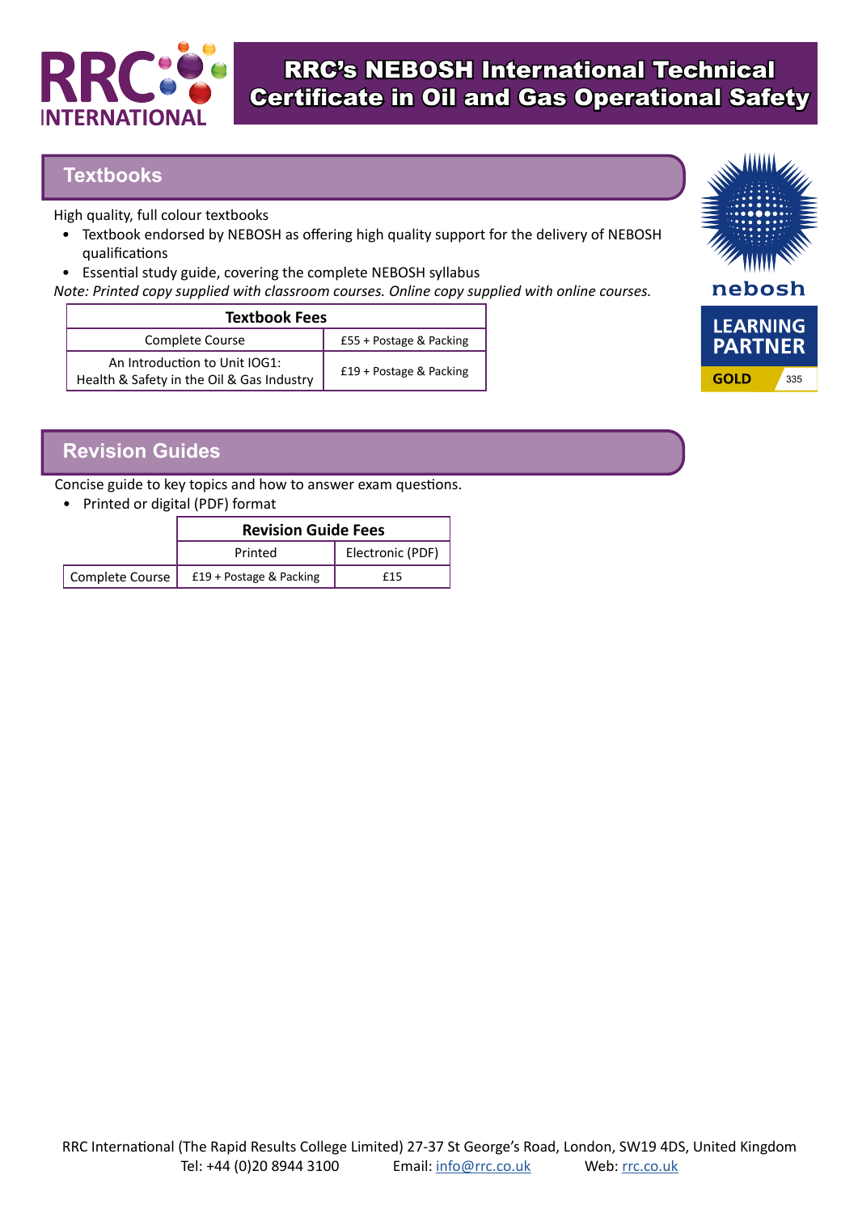# RRC's NEBOSH International Technical Certificate in Oil and Gas Operational Safety

## Textbooks

High quality, full colour textbooks

- Textbook endorsed by NEBOSH as offering high quality support for the delivery of NEBOSH qualifications
- Essential study guide, covering the complete NEBOSH syllabus

*Note: Printed copy supplied with classroom courses. Online copy supplied with online courses.*

| Textbook Fees | |
|---|---|
| Complete Course | £55 + Postage & Packing |
| An Introduction to Unit IOG1: Health & Safety in the Oil & Gas Industry | £19 + Postage & Packing |

## Revision Guides

Concise guide to key topics and how to answer exam questions.

- Printed or digital (PDF) format

| | Revision Guide Fees | |
|---|---|---|
| | Printed | Electronic (PDF) |
| Complete Course | £19 + Postage & Packing | £15 |

RRC International (The Rapid Results College Limited) 27-37 St George's Road, London, SW19 4DS, United Kingdom
Tel: +44 (0)20 8944 3100 Email: info@rrc.co.uk Web: rrc.co.uk